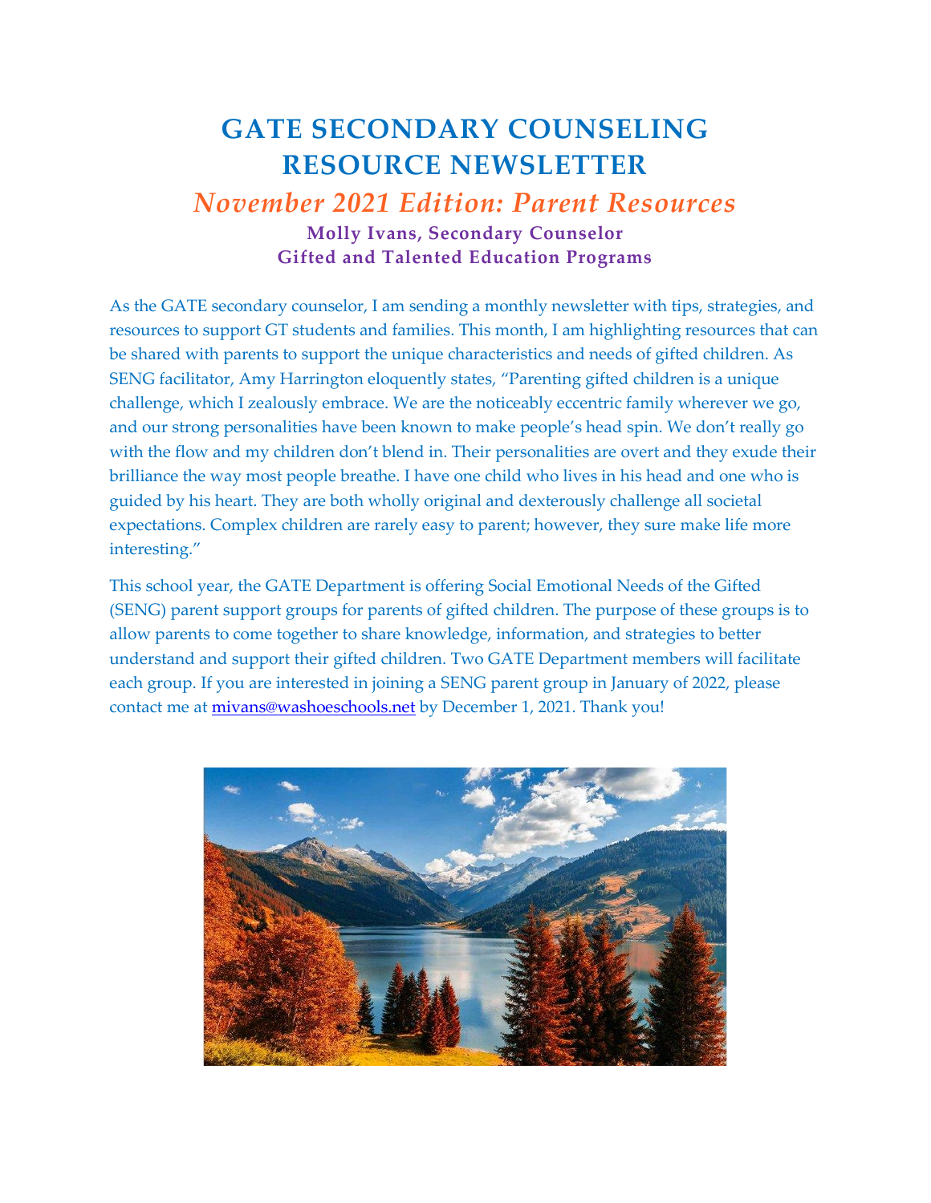# GATE SECONDARY COUNSELING RESOURCE NEWSLETTER

## *November 2021 Edition: Parent Resources*

**Molly Ivans, Secondary Counselor**
**Gifted and Talented Education Programs**

As the GATE secondary counselor, I am sending a monthly newsletter with tips, strategies, and resources to support GT students and families. This month, I am highlighting resources that can be shared with parents to support the unique characteristics and needs of gifted children. As SENG facilitator, Amy Harrington eloquently states, "Parenting gifted children is a unique challenge, which I zealously embrace. We are the noticeably eccentric family wherever we go, and our strong personalities have been known to make people's head spin. We don't really go with the flow and my children don't blend in. Their personalities are overt and they exude their brilliance the way most people breathe. I have one child who lives in his head and one who is guided by his heart. They are both wholly original and dexterously challenge all societal expectations. Complex children are rarely easy to parent; however, they sure make life more interesting."

This school year, the GATE Department is offering Social Emotional Needs of the Gifted (SENG) parent support groups for parents of gifted children. The purpose of these groups is to allow parents to come together to share knowledge, information, and strategies to better understand and support their gifted children. Two GATE Department members will facilitate each group. If you are interested in joining a SENG parent group in January of 2022, please contact me at [mivans@washoeschools.net](mailto:mivans@washoeschools.net) by December 1, 2021. Thank you!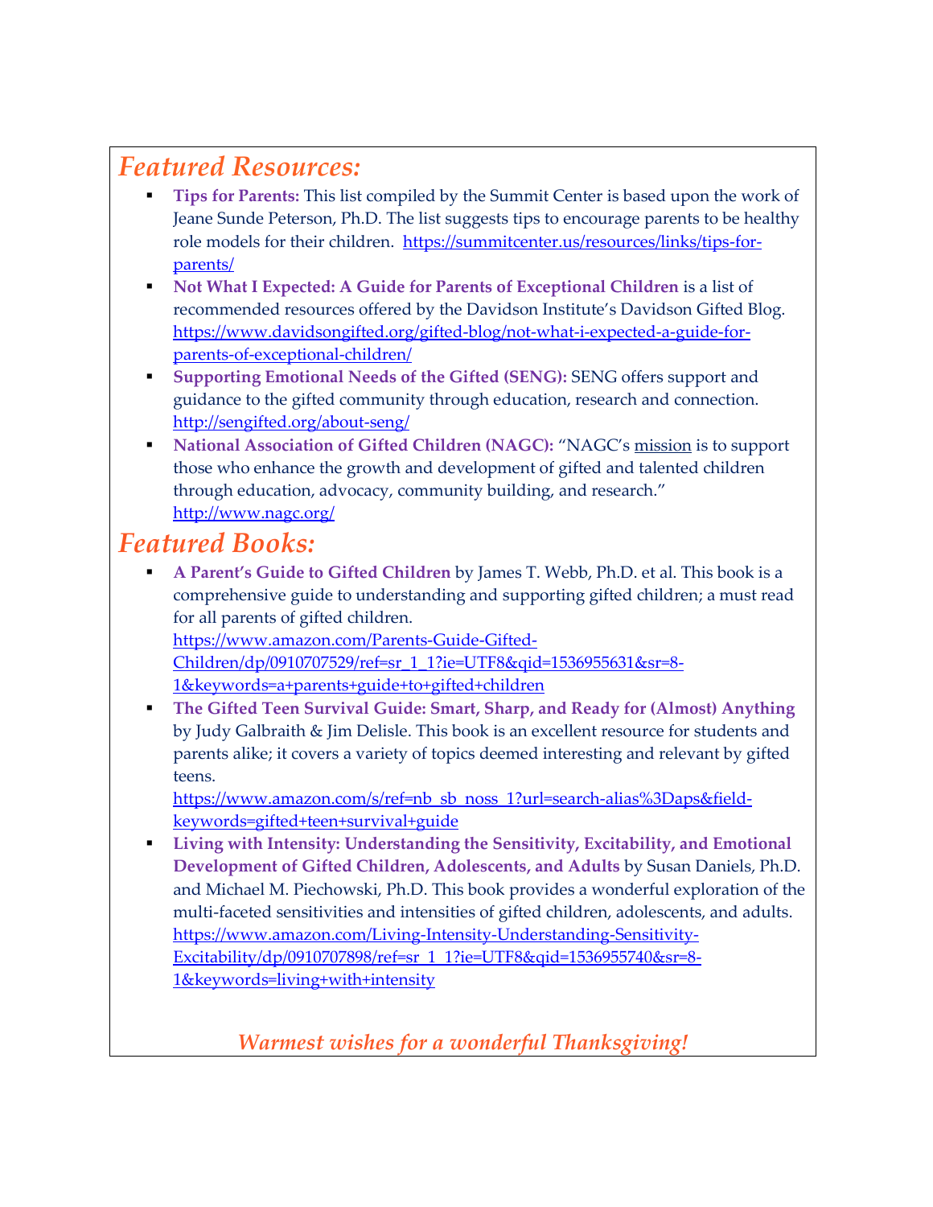## *Featured Resources:*

- **Tips for Parents:** This list compiled by the Summit Center is based upon the work of Jeane Sunde Peterson, Ph.D. The list suggests tips to encourage parents to be healthy role models for their children. https://summitcenter.us/resources/links/tips-for-parents/
- **Not What I Expected: A Guide for Parents of Exceptional Children** is a list of recommended resources offered by the Davidson Institute's Davidson Gifted Blog. https://www.davidsongifted.org/gifted-blog/not-what-i-expected-a-guide-for-parents-of-exceptional-children/
- **Supporting Emotional Needs of the Gifted (SENG):** SENG offers support and guidance to the gifted community through education, research and connection. http://sengifted.org/about-seng/
- **National Association of Gifted Children (NAGC):** "NAGC's mission is to support those who enhance the growth and development of gifted and talented children through education, advocacy, community building, and research." http://www.nagc.org/

## *Featured Books:*

- **A Parent's Guide to Gifted Children** by James T. Webb, Ph.D. et al. This book is a comprehensive guide to understanding and supporting gifted children; a must read for all parents of gifted children. https://www.amazon.com/Parents-Guide-Gifted-Children/dp/0910707529/ref=sr_1_1?ie=UTF8&qid=1536955631&sr=8-1&keywords=a+parents+guide+to+gifted+children
- **The Gifted Teen Survival Guide: Smart, Sharp, and Ready for (Almost) Anything** by Judy Galbraith & Jim Delisle. This book is an excellent resource for students and parents alike; it covers a variety of topics deemed interesting and relevant by gifted teens. https://www.amazon.com/s/ref=nb_sb_noss_1?url=search-alias%3Daps&field-keywords=gifted+teen+survival+guide
- **Living with Intensity: Understanding the Sensitivity, Excitability, and Emotional Development of Gifted Children, Adolescents, and Adults** by Susan Daniels, Ph.D. and Michael M. Piechowski, Ph.D. This book provides a wonderful exploration of the multi-faceted sensitivities and intensities of gifted children, adolescents, and adults. https://www.amazon.com/Living-Intensity-Understanding-Sensitivity-Excitability/dp/0910707898/ref=sr_1_1?ie=UTF8&qid=1536955740&sr=8-1&keywords=living+with+intensity

*Warmest wishes for a wonderful Thanksgiving!*